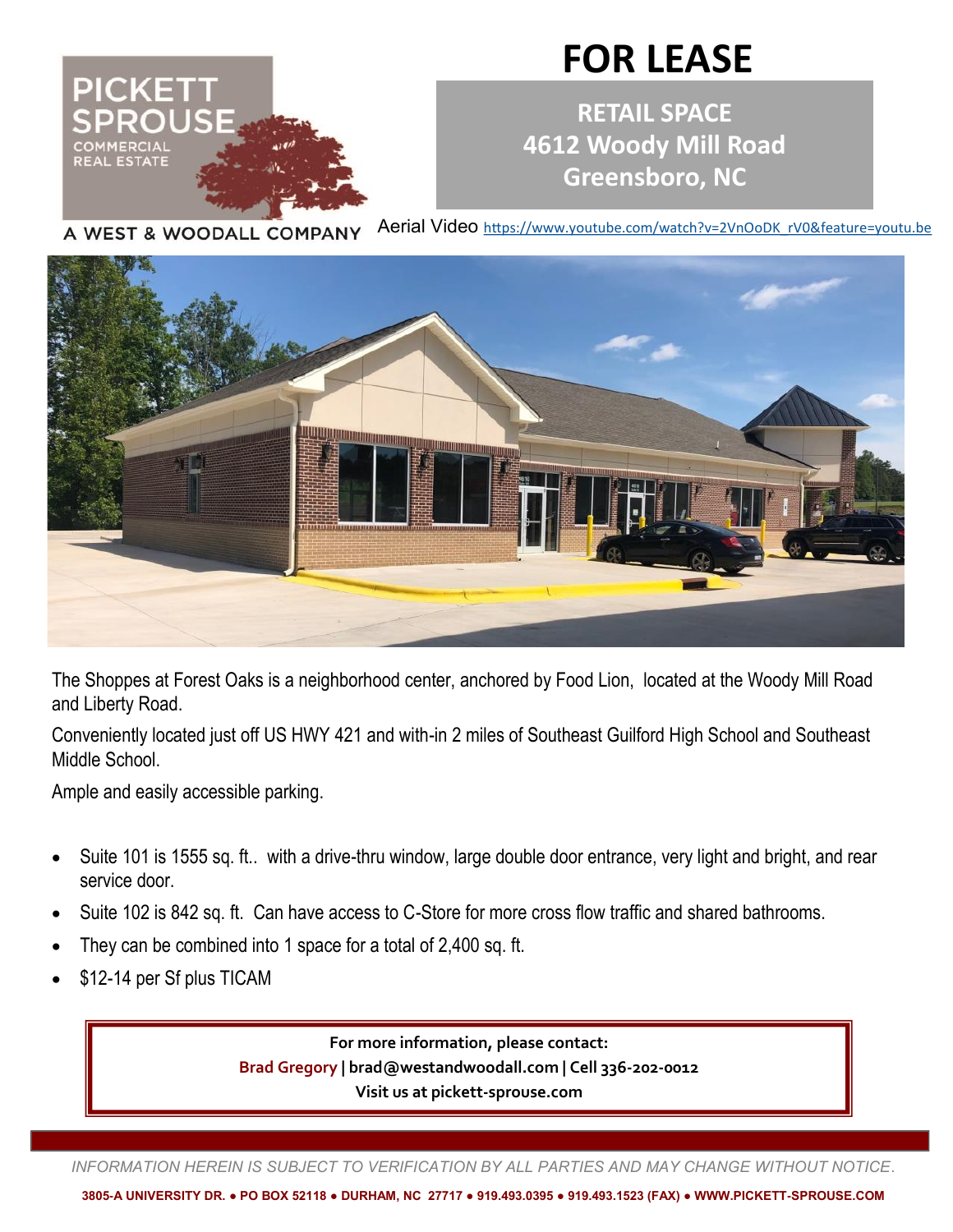PICKETT SPROUSE
COMMERCIAL REAL ESTATE
A WEST & WOODALL COMPANY

# FOR LEASE

## RETAIL SPACE
## 4612 Woody Mill Road
## Greensboro, NC

Aerial Video https://www.youtube.com/watch?v=2VnOoDK_rV0&feature=youtu.be

The Shoppes at Forest Oaks is a neighborhood center, anchored by Food Lion, located at the Woody Mill Road and Liberty Road.

Conveniently located just off US HWY 421 and with-in 2 miles of Southeast Guilford High School and Southeast Middle School.

Ample and easily accessible parking.

- Suite 101 is 1555 sq. ft.. with a drive-thru window, large double door entrance, very light and bright, and rear service door.
- Suite 102 is 842 sq. ft. Can have access to C-Store for more cross flow traffic and shared bathrooms.
- They can be combined into 1 space for a total of 2,400 sq. ft.
- $12-14 per Sf plus TICAM

**For more information, please contact:**
**Brad Gregory | brad@westandwoodall.com | Cell 336-202-0012**
**Visit us at pickett-sprouse.com**

*INFORMATION HEREIN IS SUBJECT TO VERIFICATION BY ALL PARTIES AND MAY CHANGE WITHOUT NOTICE.*

**3805-A UNIVERSITY DR. • PO BOX 52118 • DURHAM, NC 27717 • 919.493.0395 • 919.493.1523 (FAX) • WWW.PICKETT-SPROUSE.COM**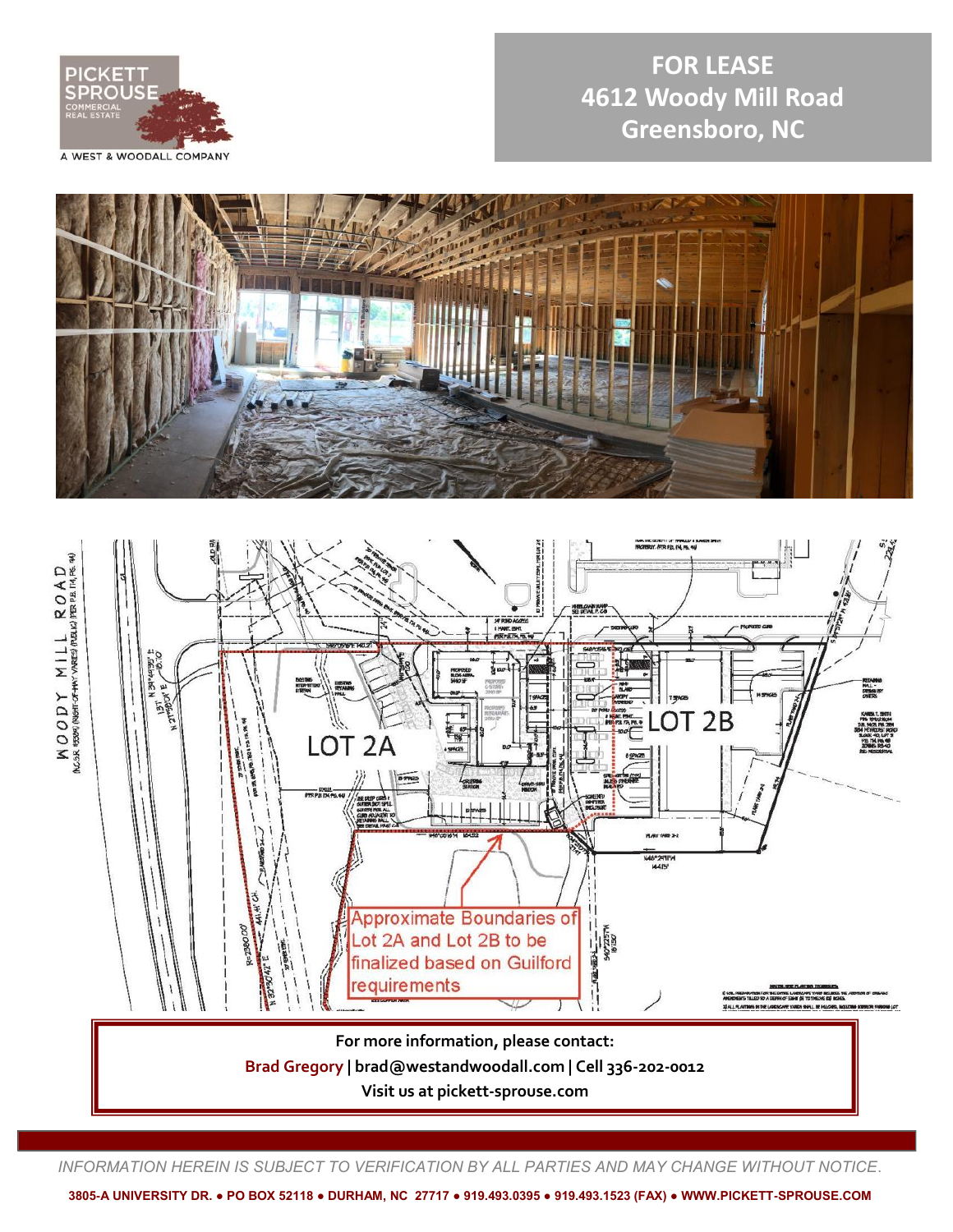PICKETT SPROUSE COMMERCIAL REAL ESTATE

A WEST & WOODALL COMPANY

# FOR LEASE 4612 Woody Mill Road Greensboro, NC

WOODY MILL ROAD

LOT 2A

LOT 2B

Approximate Boundaries of Lot 2A and Lot 2B to be finalized based on Guilford requirements

**For more information, please contact:**

**Brad Gregory | brad@westandwoodall.com | Cell 336-202-0012**

**Visit us at pickett-sprouse.com**

*INFORMATION HEREIN IS SUBJECT TO VERIFICATION BY ALL PARTIES AND MAY CHANGE WITHOUT NOTICE.*

**3805-A UNIVERSITY DR. ● PO BOX 52118 ● DURHAM, NC 27717 ● 919.493.0395 ● 919.493.1523 (FAX) ● WWW.PICKETT-SPROUSE.COM**